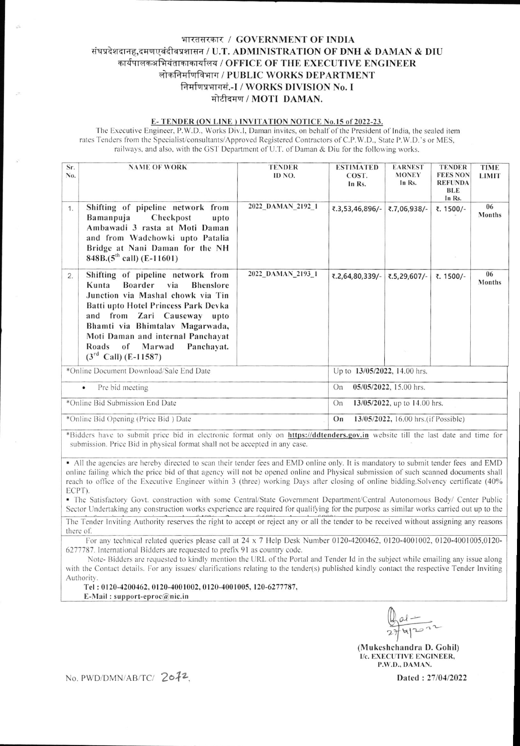# भारतसरकार / GOVERNMENT OF INDIA
## संघप्रदेशदानह,दमणएवंदीवप्रशासन / U.T. ADMINISTRATION OF DNH & DAMAN & DIU
## कार्यपालकअभियंताकाकार्यालय / OFFICE OF THE EXECUTIVE ENGINEER
## लोकनिर्माणविभाग / PUBLIC WORKS DEPARTMENT
## निर्माणप्रभागसं.-I / WORKS DIVISION No. I
## मोटीदमण / MOTI DAMAN.

**E- TENDER (ON LINE ) INVITATION NOTICE No.15 of 2022-23.**

The Executive Engineer, P.W.D., Works Div.I, Daman invites, on behalf of the President of India, the sealed item rates Tenders from the Specialist/consultants/Approved Registered Contractors of C.P.W.D., State P.W.D.'s or MES, railways, and also, with the GST Department of U.T. of Daman & Diu for the following works.

| Sr. No. | NAME OF WORK | TENDER ID NO. | ESTIMATED COST. In Rs. | EARNEST MONEY In Rs. | TENDER FEES NON REFUNDABLE In Rs. | TIME LIMIT |
|---|---|---|---|---|---|---|
| 1. | **Shifting of pipeline network from Bamanpuja Checkpost upto Ambawadi 3 rasta at Moti Daman and from Wadchowki upto Patalia Bridge at Nani Daman for the NH 848B.(5th call) (E-11601)** | 2022_DAMAN_2192_1 | ₹.3,53,46,896/- | ₹.7,06,938/- | ₹. 1500/- | 06 Months |
| 2. | **Shifting of pipeline network from Kunta Boarder via Bhenslore Junction via Mashal chowk via Tin Batti upto Hotel Princess Park Devka and from Zari Causeway upto Bhamti via Bhimtalav Magarwada, Moti Daman and internal Panchayat Roads of Marwad Panchayat. (3rd Call) (E-11587)** | 2022_DAMAN_2193_1 | ₹.2,64,80,339/- | ₹.5,29,607/- | ₹. 1500/- | 06 Months |

| | |
|---|---|
| *Online Document Download/Sale End Date | Up to **13/05/2022**, 14.00 hrs. |
| • Pre bid meeting | On **05/05/2022**, 15.00 hrs. |
| *Online Bid Submission End Date | On **13/05/2022**, up to 14.00 hrs. |
| *Online Bid Opening (Price Bid ) Date | **On 13/05/2022**, 16.00 hrs.(if Possible) |

*Bidders have to submit price bid in electronic format only on **https://ddtenders.gov.in** website till the last date and time for submission. Price Bid in physical format shall not be accepted in any case.

- All the agencies are hereby directed to scan their tender fees and EMD online only. It is mandatory to submit tender fees and EMD online failing which the price bid of that agency will not be opened online and Physical submission of such scanned documents shall reach to office of the Executive Engineer within 3 (three) working Days after closing of online bidding.Solvency certificate (40% ECPT).
- The Satisfactory Govt. construction with some Central/State Government Department/Central Autonomous Body/ Center Public Sector Undertaking any construction works experience are required for qualifying for the purpose as similar works carried out up to the

The Tender Inviting Authority reserves the right to accept or reject any or all the tender to be received without assigning any reasons there of.

For any technical related queries please call at 24 x 7 Help Desk Number 0120-4200462, 0120-4001002, 0120-4001005,0120-6277787. International Bidders are requested to prefix 91 as country code.

Note- Bidders are requested to kindly mention the URL of the Portal and Tender Id in the subject while emailing any issue along with the Contact details. For any issues/ clarifications relating to the tender(s) published kindly contact the respective Tender Inviting Authority.

**Tel : 0120-4200462, 0120-4001002, 0120-4001005, 120-6277787,**
**E-Mail : support-eproc@nic.in**

27/4/2022

**(Mukeshchandra D. Gohil)**
**I/c. EXECUTIVE ENGINEER,**
**P.W.D., DAMAN.**

No. PWD/DMN/AB/TC/ 2072,

**Dated : 27/04/2022**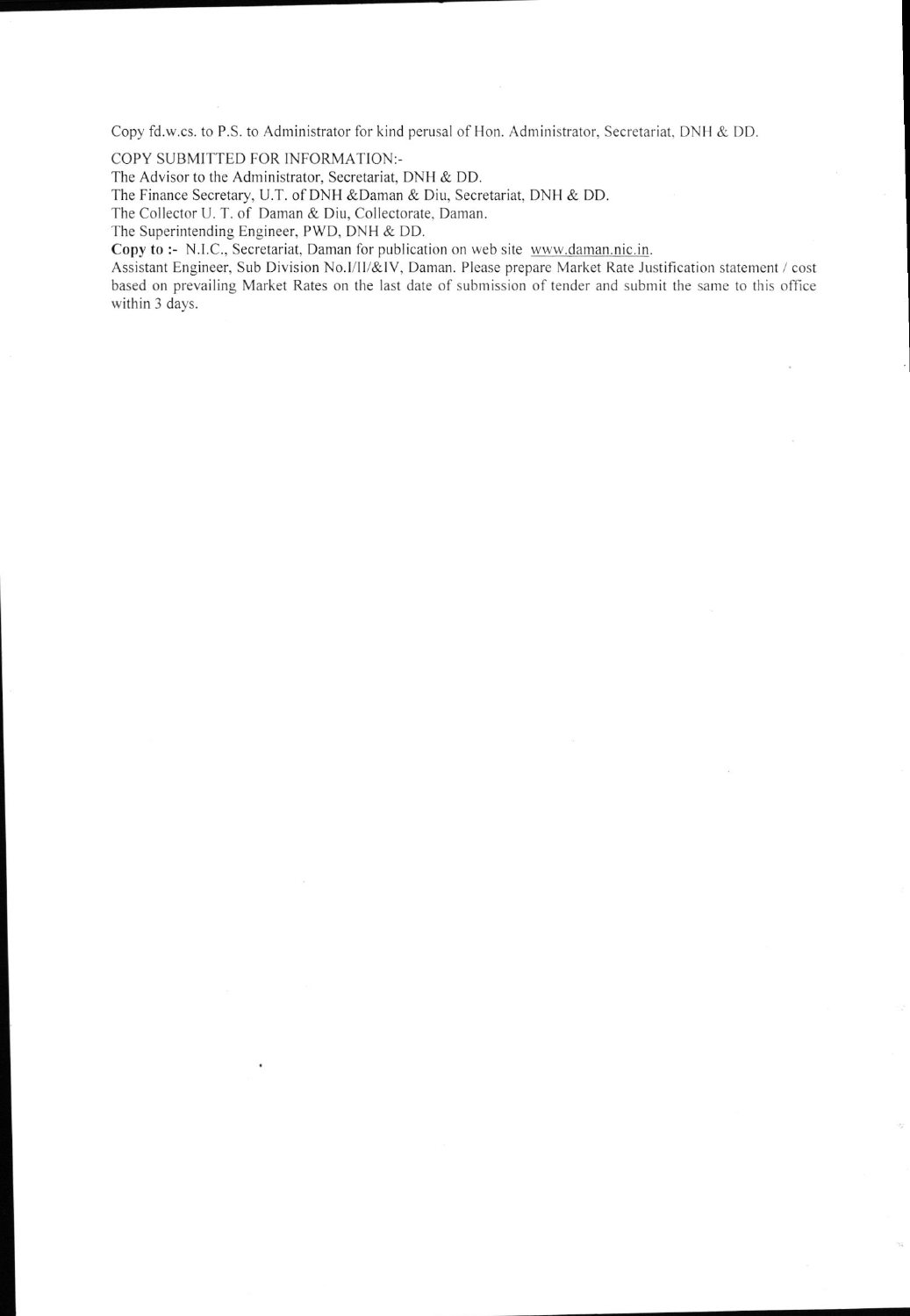Copy fd.w.cs. to P.S. to Administrator for kind perusal of Hon. Administrator, Secretariat, DNH & DD.

COPY SUBMITTED FOR INFORMATION:-

The Advisor to the Administrator, Secretariat, DNH & DD.

The Finance Secretary, U.T. of DNH &Daman & Diu, Secretariat, DNH & DD.

The Collector U. T. of Daman & Diu, Collectorate, Daman.

The Superintending Engineer, PWD, DNH & DD.

**Copy to :-** N.I.C., Secretariat, Daman for publication on web site www.daman.nic.in.

Assistant Engineer, Sub Division No.I/II/&IV, Daman. Please prepare Market Rate Justification statement / cost based on prevailing Market Rates on the last date of submission of tender and submit the same to this office within 3 days.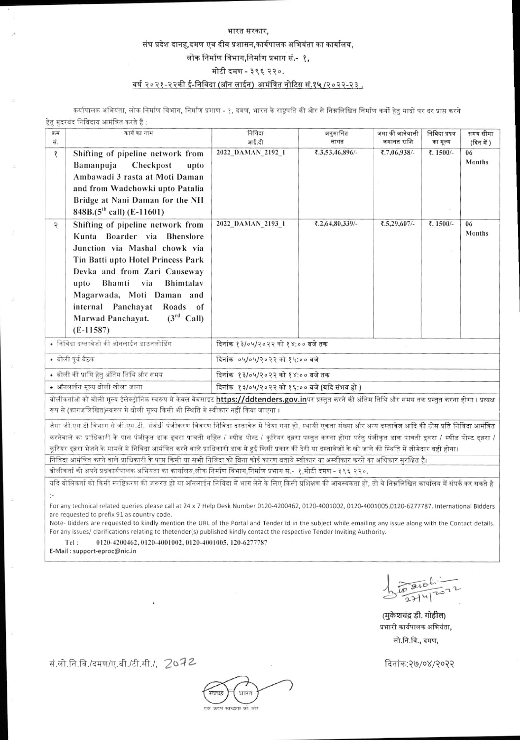भारत सरकार,

संघ प्रदेश दानह,दमण एव दीव प्रशासन,कार्यपालक अभियंता का कार्यालय,

लोक निर्माण विभाग,निर्माण प्रभाग सं.- १,

मोटी दमण - ३९६ २२०.

**वर्ष २०२१-२२की ई-निविदा (ऑन लाईन) आमंत्रित नोटिस सं.१५/२०२२-२३ .**

कर्यापालक अभियंता, लोक निर्माण विभाग, निर्माण प्रभाग - १, दमण, भारत के राष्ट्रपति की ओर से निम्नलिखित निर्माण कर्यो हेतु मादों पर दर प्राप्त करने हेतु मुदरबंद निविदाय आमंत्रित करते हैं :

| क्रम सं. | कार्य का नाम | निविदा आई.डी | अनुमानित लागत | जमा की जानेवाली जमानत राशि | निविदा प्रपत्र का मूल्य | समय सीमा (दिन में) |
|---|---|---|---|---|---|---|
| १ | **Shifting of pipeline network from Bamanpuja Checkpost upto Ambawadi 3 rasta at Moti Daman and from Wadchowki upto Patalia Bridge at Nani Daman for the NH 848B.(5th call) (E-11601)** | 2022_DAMAN_2192_1 | ₹.3,53,46,896/- | ₹.7,06,938/- | ₹. 1500/- | 06 Months |
| २ | **Shifting of pipeline network from Kunta Boarder via Bhenslore Junction via Mashal chowk via Tin Batti upto Hotel Princess Park Devka and from Zari Causeway upto Bhamti via Bhimtalav Magarwada, Moti Daman and internal Panchayat Roads of Marwad Panchayat. (3rd Call) (E-11587)** | 2022_DAMAN_2193_1 | ₹.2,64,80,339/- | ₹.5,29,607/- | ₹. 1500/- | 06 Months |

| | |
|---|---|
| • निविदा दस्तावेजो की ऑनलाईन डाउनलोडिंग | दिनांक १३/०५/२०२२ को १४:०० बजे तक |
| • बोली पूर्व बैठक | दिनांक ०५/०५/२०२२ को १५:०० बजे |
| • बोली की प्राप्ति हेतु अंतिम तिथि और समय | दिनांक १३/०५/२०२२ को १४:०० बजे तक |
| • ऑनलाईन मूल्य बोली खोला जाना | **दिनांक १३/०५/२०२२ को १६:०० बजे (यदि संभव हो)** |

बोलीकर्ताओ को बोली मूल्य ईलेक्ट्रोनिक स्वरूप मे केवल वेबसाइट **https://ddtenders.gov.in**पर प्रस्तुत करने की अंतिम तिथि और समय तक प्रस्तुत करना होगा। प्रत्यक्ष रूप से (कागजलिखित)स्वरूप मे बोली मूल्य किसी भी स्थिति मे स्वीकार नहीं किया जाएगा।

जैसा जी.एस.टी विभाग से जी.एस.टी. संबंधी पंजीकरण विवरण निविदा दस्तावेज मे दिया गया हो, स्थायी एकता संख्या और अन्य दस्तावेज आदि की ठोस प्रति निविदा आमंत्रित करनेवाले का प्राधिकारी के पास पंजीकृत डाक द्वारा पावती सहित / स्पीड पोस्ट / कूरियर द्वारा पस्तुत करना होगा परंतु पंजीकृत डाक पावती द्वारा / स्पीड पोस्ट द्वारा / कूरियर द्वारा भेजने के मामले मे निविदा आमंत्रित करने वाले प्राधिकारी डाक मे हुई किसी प्रकार की देरी या दस्तावेजों के खो जाने की स्थिति में जीमेदार नही होगा।

निविदा आमंत्रित करने वाले प्राधिकारी के पास किसी या सभी निविदा को बिना कोई कारण बताये स्वीकार या अस्वीकार करने का अधिकार सुरक्षित है।

बोलीकर्ता को अपने प्रश्नकार्यपालक अभियंता का कार्यालय,लोक निर्माण विभाग,निर्माण प्रभाग सं.- १,मोटी दमण - ३९६ २२०.

यदि बोलिकर्ता को किसी स्पष्टिकरण की जरूरत हो या ऑनलाईन निविदा में भाग लेने के लिए किसी प्रशिक्षण की आवस्यकता हो, तो वे निम्नलिखित कार्यालय में संपर्क कर सकते है :-

For any technical related queries please call at 24 x 7 Help Desk Number 0120-4200462, 0120-4001002, 0120-4001005,0120-6277787. International Bidders are requested to prefix 91 as country code.

Note- Bidders are requested to kindly mention the URL of the Portal and Tender Id in the subject while emailing any issue along with the Contact details. For any issues/ clarifications relating to thetender(s) published kindly contact the respective Tender Inviting Authority.

Tel : 0120-4200462, 0120-4001002, 0120-4001005, 120-6277787

E-Mail : support-eproc@nic.in

27/4/2022

(मुकेशचंद्र डी. गोहील)

प्रभारी कार्यपालक अभियंता,

लो.नि.वि., दमण,

सं.लो.नि.वि./दमण/ए.बी./टी.सी./, 2072

दिनांक:२७/०४/२०२२